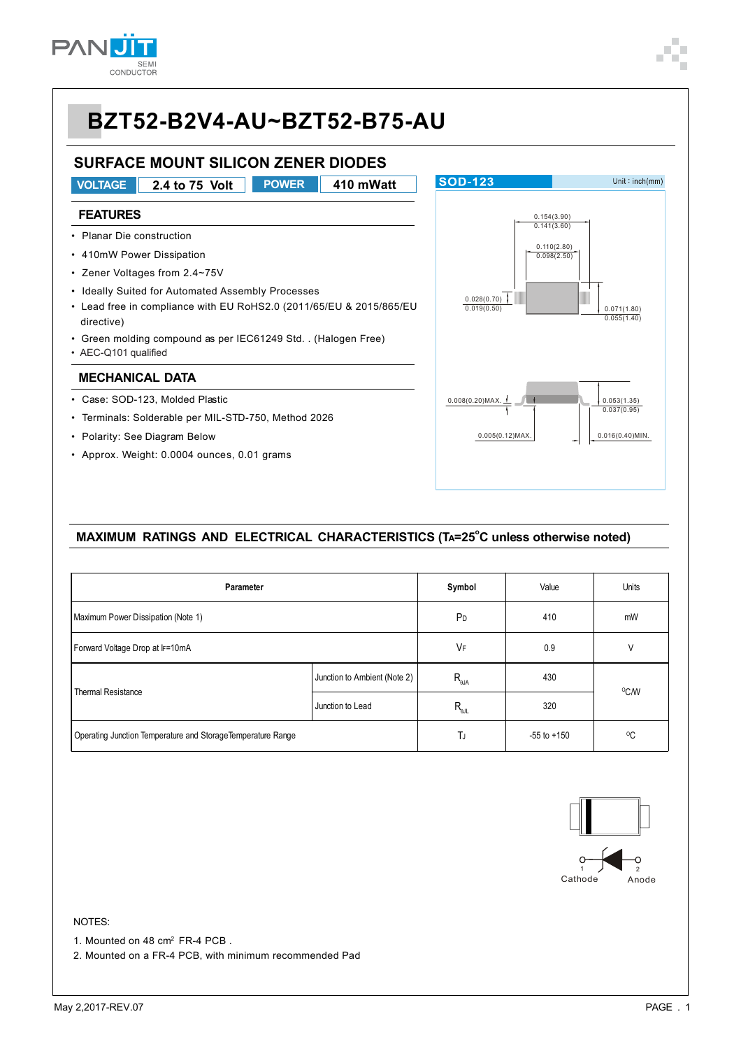# BZT52-B2V4-AU~BZT52-B75-AU

## SURFACE MOUNT SILICON ZENER DIODES

| VOLTAGE | 2.4 to 75 Volt | POWER | 410 mWatt |
|---|---|---|---|

### FEATURES

- Planar Die construction
- 410mW Power Dissipation
- Zener Voltages from 2.4~75V
- Ideally Suited for Automated Assembly Processes
- Lead free in compliance with EU RoHS2.0 (2011/65/EU & 2015/865/EU directive)
- Green molding compound as per IEC61249 Std. . (Halogen Free)
- AEC-Q101 qualified

### MECHANICAL DATA

- Case: SOD-123, Molded Plastic
- Terminals: Solderable per MIL-STD-750, Method 2026
- Polarity: See Diagram Below
- Approx. Weight: 0.0004 ounces, 0.01 grams

SOD-123 Unit : inch(mm)

0.154(3.90)
0.141(3.60)
0.110(2.80)
0.098(2.50)
0.028(0.70)
0.019(0.50)
0.071(1.80)
0.055(1.40)
0.008(0.20)MAX.
0.053(1.35)
0.037(0.95)
0.005(0.12)MAX.
0.016(0.40)MIN.

### MAXIMUM RATINGS AND ELECTRICAL CHARACTERISTICS ($T_A$=25°C unless otherwise noted)

| Parameter | | Symbol | Value | Units |
|---|---|---|---|---|
| Maximum Power Dissipation (Note 1) | | $P_D$ | 410 | mW |
| Forward Voltage Drop at $I_F$=10mA | | $V_F$ | 0.9 | V |
| Thermal Resistance | Junction to Ambient (Note 2) | $R_{\theta JA}$ | 430 | °C/W |
| | Junction to Lead | $R_{\theta JL}$ | 320 | |
| Operating Junction Temperature and Storage Temperature Range | | $T_J$ | -55 to +150 | °C |

1 Cathode    2 Anode

NOTES:

1. Mounted on 48 cm² FR-4 PCB .
2. Mounted on a FR-4 PCB, with minimum recommended Pad

May 2,2017-REV.07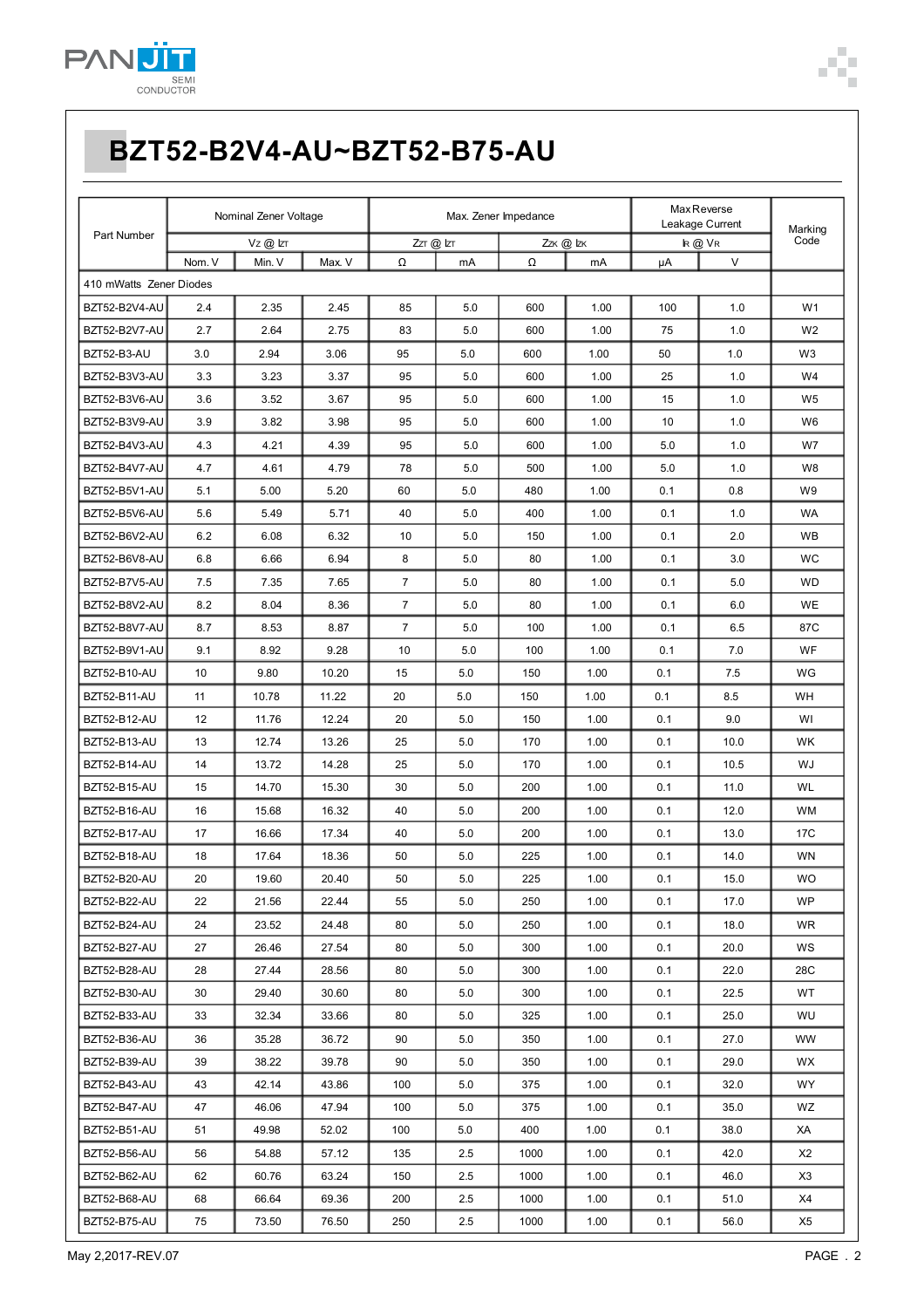# BZT52-B2V4-AU~BZT52-B75-AU

| Part Number | Nominal Zener Voltage | | | Max. Zener Impedance | | | | Max Reverse Leakage Current | | Marking Code |
|---|---|---|---|---|---|---|---|---|---|---|
| | $V_Z$ @ $I_{ZT}$ | | | $Z_{ZT}$ @ $I_{ZT}$ | | $Z_{ZK}$ @ $I_{ZK}$ | | $I_R$ @ $V_R$ | | |
| | Nom. V | Min. V | Max. V | Ω | mA | Ω | mA | μA | V | |
| 410 mWatts Zener Diodes | | | | | | | | | | |
| BZT52-B2V4-AU | 2.4 | 2.35 | 2.45 | 85 | 5.0 | 600 | 1.00 | 100 | 1.0 | W1 |
| BZT52-B2V7-AU | 2.7 | 2.64 | 2.75 | 83 | 5.0 | 600 | 1.00 | 75 | 1.0 | W2 |
| BZT52-B3-AU | 3.0 | 2.94 | 3.06 | 95 | 5.0 | 600 | 1.00 | 50 | 1.0 | W3 |
| BZT52-B3V3-AU | 3.3 | 3.23 | 3.37 | 95 | 5.0 | 600 | 1.00 | 25 | 1.0 | W4 |
| BZT52-B3V6-AU | 3.6 | 3.52 | 3.67 | 95 | 5.0 | 600 | 1.00 | 15 | 1.0 | W5 |
| BZT52-B3V9-AU | 3.9 | 3.82 | 3.98 | 95 | 5.0 | 600 | 1.00 | 10 | 1.0 | W6 |
| BZT52-B4V3-AU | 4.3 | 4.21 | 4.39 | 95 | 5.0 | 600 | 1.00 | 5.0 | 1.0 | W7 |
| BZT52-B4V7-AU | 4.7 | 4.61 | 4.79 | 78 | 5.0 | 500 | 1.00 | 5.0 | 1.0 | W8 |
| BZT52-B5V1-AU | 5.1 | 5.00 | 5.20 | 60 | 5.0 | 480 | 1.00 | 0.1 | 0.8 | W9 |
| BZT52-B5V6-AU | 5.6 | 5.49 | 5.71 | 40 | 5.0 | 400 | 1.00 | 0.1 | 1.0 | WA |
| BZT52-B6V2-AU | 6.2 | 6.08 | 6.32 | 10 | 5.0 | 150 | 1.00 | 0.1 | 2.0 | WB |
| BZT52-B6V8-AU | 6.8 | 6.66 | 6.94 | 8 | 5.0 | 80 | 1.00 | 0.1 | 3.0 | WC |
| BZT52-B7V5-AU | 7.5 | 7.35 | 7.65 | 7 | 5.0 | 80 | 1.00 | 0.1 | 5.0 | WD |
| BZT52-B8V2-AU | 8.2 | 8.04 | 8.36 | 7 | 5.0 | 80 | 1.00 | 0.1 | 6.0 | WE |
| BZT52-B8V7-AU | 8.7 | 8.53 | 8.87 | 7 | 5.0 | 100 | 1.00 | 0.1 | 6.5 | 87C |
| BZT52-B9V1-AU | 9.1 | 8.92 | 9.28 | 10 | 5.0 | 100 | 1.00 | 0.1 | 7.0 | WF |
| BZT52-B10-AU | 10 | 9.80 | 10.20 | 15 | 5.0 | 150 | 1.00 | 0.1 | 7.5 | WG |
| BZT52-B11-AU | 11 | 10.78 | 11.22 | 20 | 5.0 | 150 | 1.00 | 0.1 | 8.5 | WH |
| BZT52-B12-AU | 12 | 11.76 | 12.24 | 20 | 5.0 | 150 | 1.00 | 0.1 | 9.0 | WI |
| BZT52-B13-AU | 13 | 12.74 | 13.26 | 25 | 5.0 | 170 | 1.00 | 0.1 | 10.0 | WK |
| BZT52-B14-AU | 14 | 13.72 | 14.28 | 25 | 5.0 | 170 | 1.00 | 0.1 | 10.5 | WJ |
| BZT52-B15-AU | 15 | 14.70 | 15.30 | 30 | 5.0 | 200 | 1.00 | 0.1 | 11.0 | WL |
| BZT52-B16-AU | 16 | 15.68 | 16.32 | 40 | 5.0 | 200 | 1.00 | 0.1 | 12.0 | WM |
| BZT52-B17-AU | 17 | 16.66 | 17.34 | 40 | 5.0 | 200 | 1.00 | 0.1 | 13.0 | 17C |
| BZT52-B18-AU | 18 | 17.64 | 18.36 | 50 | 5.0 | 225 | 1.00 | 0.1 | 14.0 | WN |
| BZT52-B20-AU | 20 | 19.60 | 20.40 | 50 | 5.0 | 225 | 1.00 | 0.1 | 15.0 | WO |
| BZT52-B22-AU | 22 | 21.56 | 22.44 | 55 | 5.0 | 250 | 1.00 | 0.1 | 17.0 | WP |
| BZT52-B24-AU | 24 | 23.52 | 24.48 | 80 | 5.0 | 250 | 1.00 | 0.1 | 18.0 | WR |
| BZT52-B27-AU | 27 | 26.46 | 27.54 | 80 | 5.0 | 300 | 1.00 | 0.1 | 20.0 | WS |
| BZT52-B28-AU | 28 | 27.44 | 28.56 | 80 | 5.0 | 300 | 1.00 | 0.1 | 22.0 | 28C |
| BZT52-B30-AU | 30 | 29.40 | 30.60 | 80 | 5.0 | 300 | 1.00 | 0.1 | 22.5 | WT |
| BZT52-B33-AU | 33 | 32.34 | 33.66 | 80 | 5.0 | 325 | 1.00 | 0.1 | 25.0 | WU |
| BZT52-B36-AU | 36 | 35.28 | 36.72 | 90 | 5.0 | 350 | 1.00 | 0.1 | 27.0 | WW |
| BZT52-B39-AU | 39 | 38.22 | 39.78 | 90 | 5.0 | 350 | 1.00 | 0.1 | 29.0 | WX |
| BZT52-B43-AU | 43 | 42.14 | 43.86 | 100 | 5.0 | 375 | 1.00 | 0.1 | 32.0 | WY |
| BZT52-B47-AU | 47 | 46.06 | 47.94 | 100 | 5.0 | 375 | 1.00 | 0.1 | 35.0 | WZ |
| BZT52-B51-AU | 51 | 49.98 | 52.02 | 100 | 5.0 | 400 | 1.00 | 0.1 | 38.0 | XA |
| BZT52-B56-AU | 56 | 54.88 | 57.12 | 135 | 2.5 | 1000 | 1.00 | 0.1 | 42.0 | X2 |
| BZT52-B62-AU | 62 | 60.76 | 63.24 | 150 | 2.5 | 1000 | 1.00 | 0.1 | 46.0 | X3 |
| BZT52-B68-AU | 68 | 66.64 | 69.36 | 200 | 2.5 | 1000 | 1.00 | 0.1 | 51.0 | X4 |
| BZT52-B75-AU | 75 | 73.50 | 76.50 | 250 | 2.5 | 1000 | 1.00 | 0.1 | 56.0 | X5 |

May 2,2017-REV.07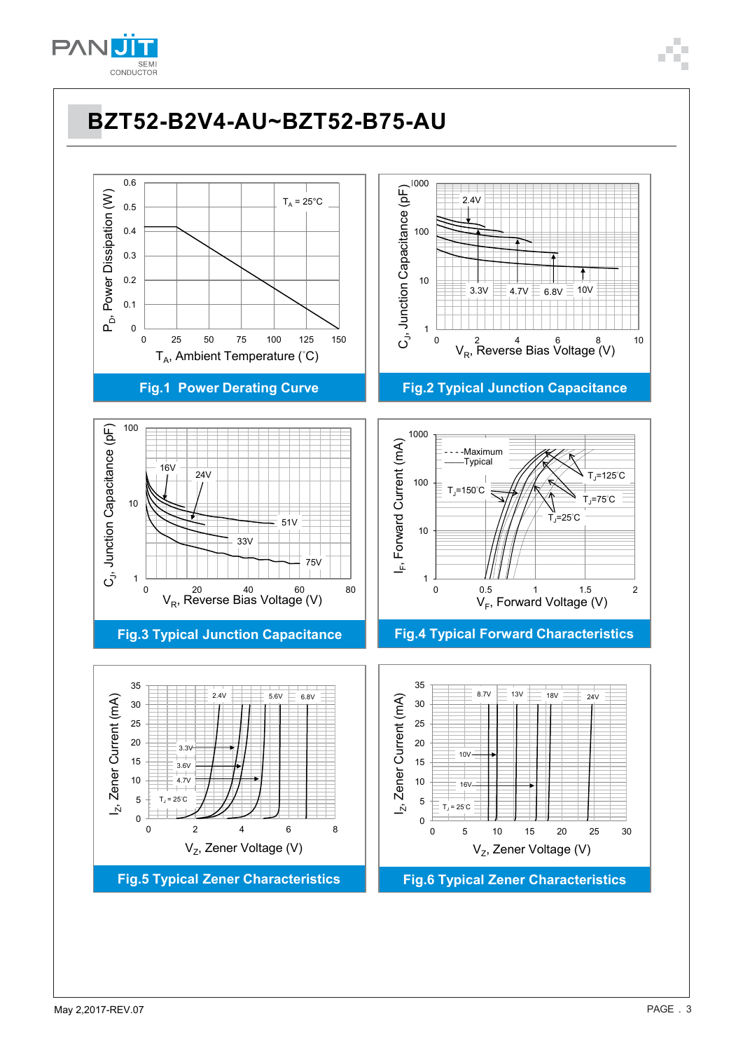# BZT52-B2V4-AU~BZT52-B75-AU

Fig.1 Power Derating Curve

Fig.2 Typical Junction Capacitance

Fig.3 Typical Junction Capacitance

Fig.4 Typical Forward Characteristics

Fig.5 Typical Zener Characteristics

Fig.6 Typical Zener Characteristics

May 2,2017-REV.07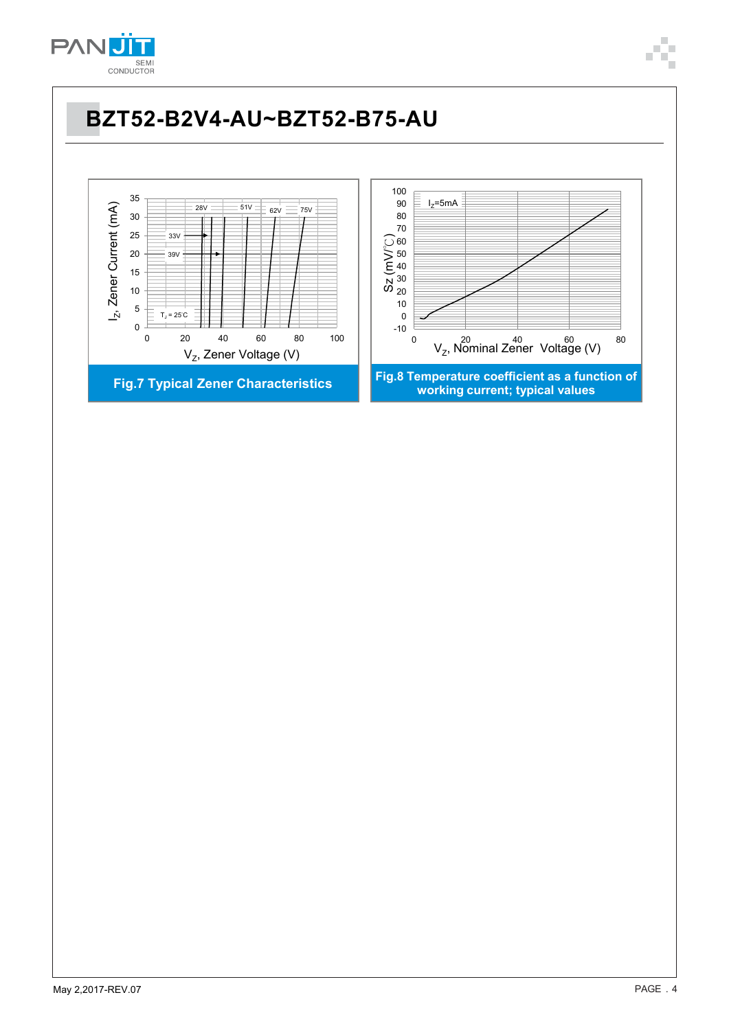# BZT52-B2V4-AU~BZT52-B75-AU

Fig.7 Typical Zener Characteristics

Fig.8 Temperature coefficient as a function of working current; typical values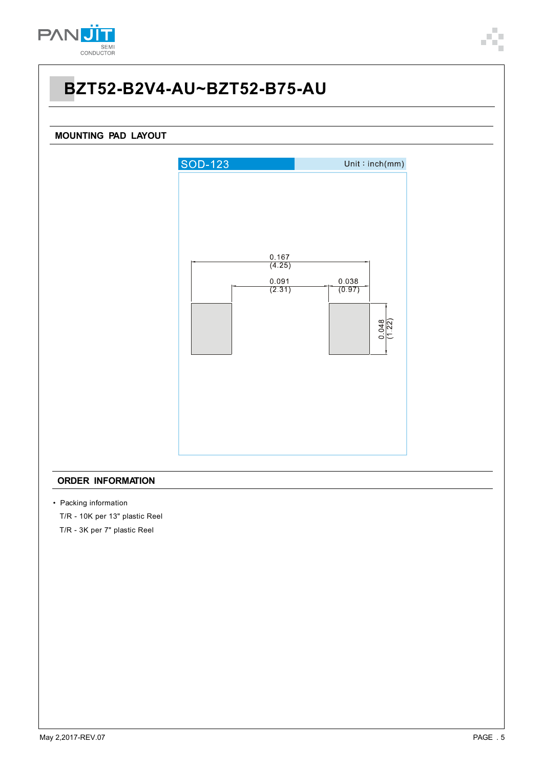# BZT52-B2V4-AU~BZT52-B75-AU

## MOUNTING PAD LAYOUT

SOD-123 Unit：inch(mm)

0.167 (4.25)

0.091 (2.31)

0.038 (0.97)

0.048 (1.22)

## ORDER INFORMATION

- Packing information

  T/R - 10K per 13" plastic Reel

  T/R - 3K per 7" plastic Reel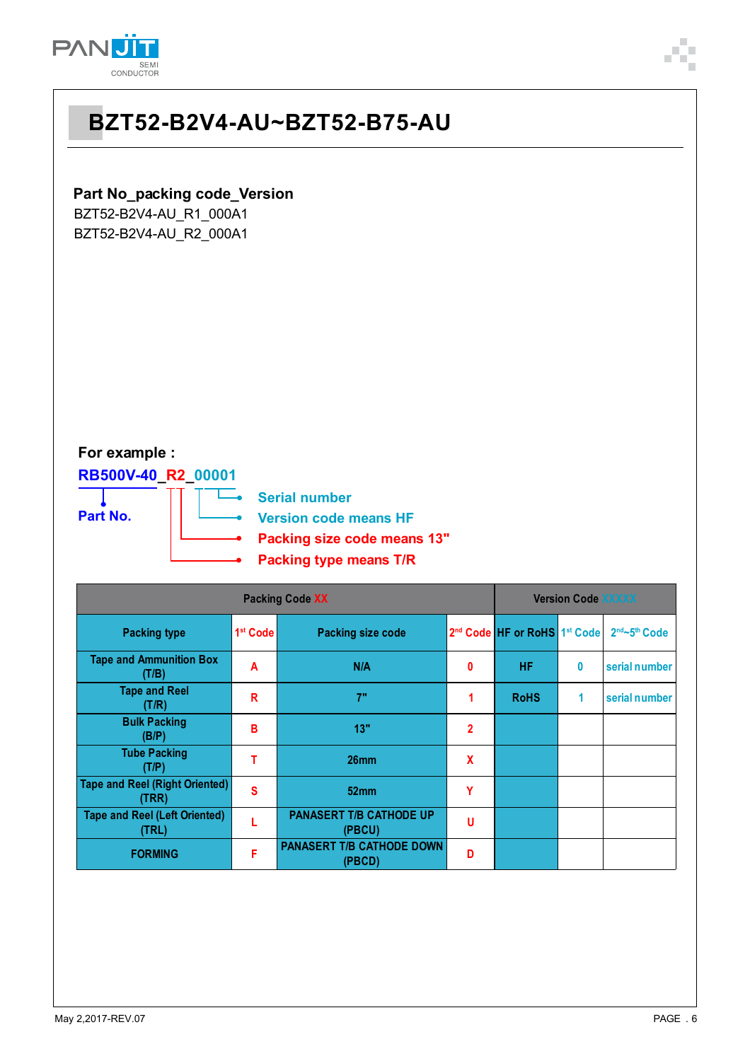# BZT52-B2V4-AU~BZT52-B75-AU

**Part No_packing code_Version**

BZT52-B2V4-AU_R1_000A1

BZT52-B2V4-AU_R2_000A1

**For example :**

**RB500V-40_R2_00001**

- **Part No.** — RB500V-40
- **Serial number** — 0001
- **Version code means HF** — 0
- **Packing size code means 13"** — 2
- **Packing type means T/R** — R

| Packing Code XX | | | | Version Code XXXXX | | |
|---|---|---|---|---|---|---|
| Packing type | 1st Code | Packing size code | 2nd Code | HF or RoHS | 1st Code | 2nd~5th Code |
| Tape and Ammunition Box (T/B) | A | N/A | 0 | HF | 0 | serial number |
| Tape and Reel (T/R) | R | 7" | 1 | RoHS | 1 | serial number |
| Bulk Packing (B/P) | B | 13" | 2 | | | |
| Tube Packing (T/P) | T | 26mm | X | | | |
| Tape and Reel (Right Oriented) (TRR) | S | 52mm | Y | | | |
| Tape and Reel (Left Oriented) (TRL) | L | PANASERT T/B CATHODE UP (PBCU) | U | | | |
| FORMING | F | PANASERT T/B CATHODE DOWN (PBCD) | D | | | |

May 2,2017-REV.07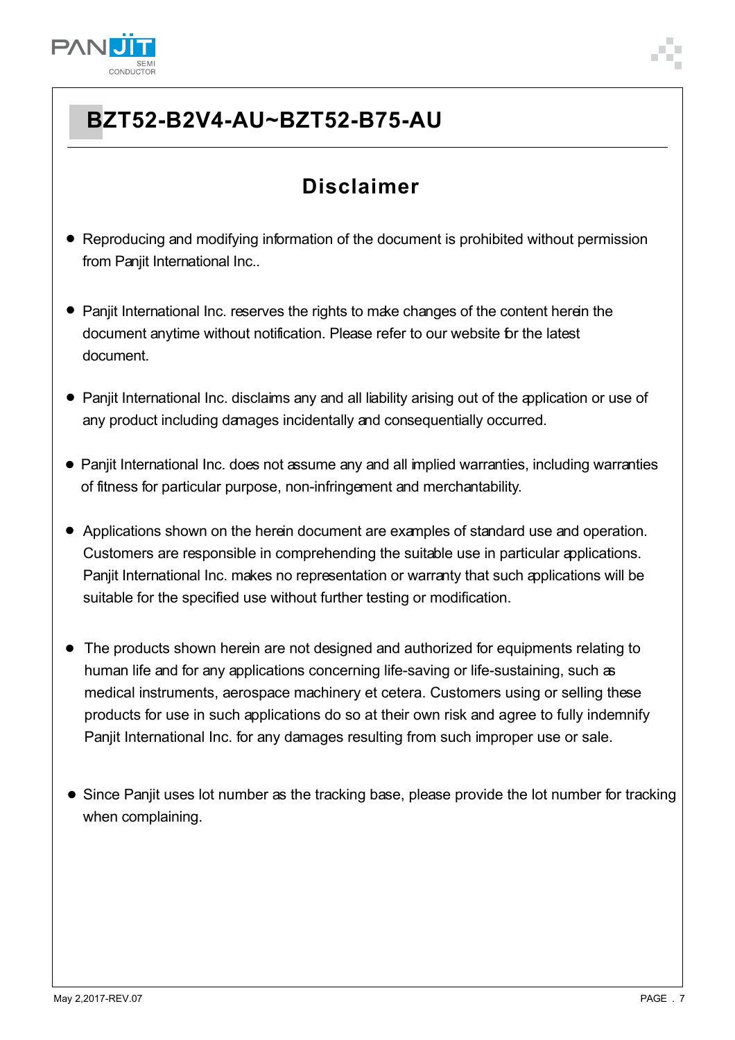# BZT52-B2V4-AU~BZT52-B75-AU

## Disclaimer

- Reproducing and modifying information of the document is prohibited without permission from Panjit International Inc..

- Panjit International Inc. reserves the rights to make changes of the content herein the document anytime without notification. Please refer to our website for the latest document.

- Panjit International Inc. disclaims any and all liability arising out of the application or use of any product including damages incidentally and consequentially occurred.

- Panjit International Inc. does not assume any and all implied warranties, including warranties of fitness for particular purpose, non-infringement and merchantability.

- Applications shown on the herein document are examples of standard use and operation. Customers are responsible in comprehending the suitable use in particular applications. Panjit International Inc. makes no representation or warranty that such applications will be suitable for the specified use without further testing or modification.

- The products shown herein are not designed and authorized for equipments relating to human life and for any applications concerning life-saving or life-sustaining, such as medical instruments, aerospace machinery et cetera. Customers using or selling these products for use in such applications do so at their own risk and agree to fully indemnify Panjit International Inc. for any damages resulting from such improper use or sale.

- Since Panjit uses lot number as the tracking base, please provide the lot number for tracking when complaining.